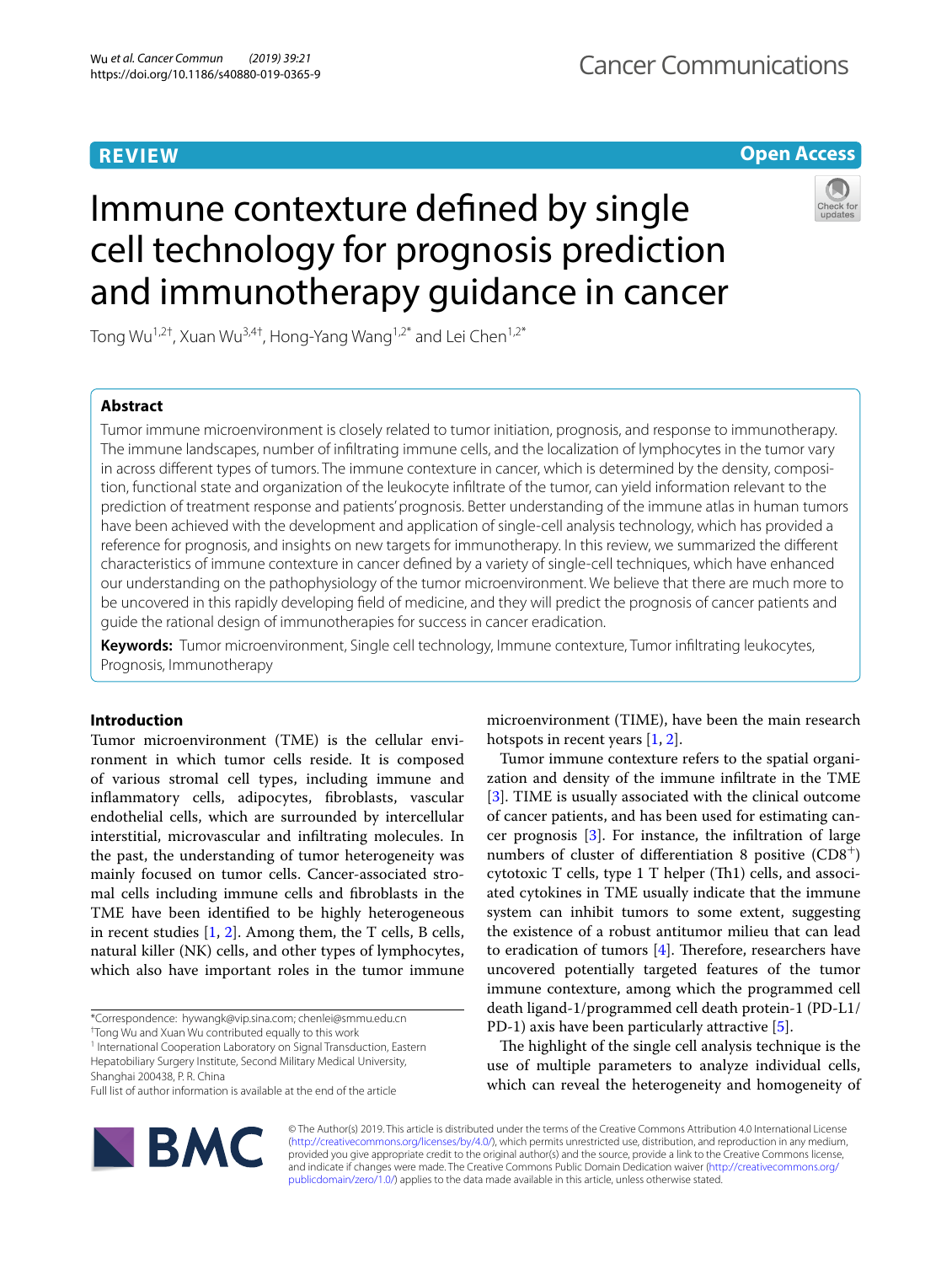**REVIEW**

**Open Access**

# Immune contexture defined by single cell technology for prognosis prediction and immunotherapy guidance in cancer

Tong Wu[1,2†], Xuan Wu[3,4†], Hong-Yang Wang[1,2*] and Lei Chen[1,2*]

## Abstract

Tumor immune microenvironment is closely related to tumor initiation, prognosis, and response to immunotherapy. The immune landscapes, number of infiltrating immune cells, and the localization of lymphocytes in the tumor vary in across different types of tumors. The immune contexture in cancer, which is determined by the density, composition, functional state and organization of the leukocyte infiltrate of the tumor, can yield information relevant to the prediction of treatment response and patients' prognosis. Better understanding of the immune atlas in human tumors have been achieved with the development and application of single-cell analysis technology, which has provided a reference for prognosis, and insights on new targets for immunotherapy. In this review, we summarized the different characteristics of immune contexture in cancer defined by a variety of single-cell techniques, which have enhanced our understanding on the pathophysiology of the tumor microenvironment. We believe that there are much more to be uncovered in this rapidly developing field of medicine, and they will predict the prognosis of cancer patients and guide the rational design of immunotherapies for success in cancer eradication.

**Keywords:** Tumor microenvironment, Single cell technology, Immune contexture, Tumor infiltrating leukocytes, Prognosis, Immunotherapy

## Introduction

Tumor microenvironment (TME) is the cellular environment in which tumor cells reside. It is composed of various stromal cell types, including immune and inflammatory cells, adipocytes, fibroblasts, vascular endothelial cells, which are surrounded by intercellular interstitial, microvascular and infiltrating molecules. In the past, the understanding of tumor heterogeneity was mainly focused on tumor cells. Cancer-associated stromal cells including immune cells and fibroblasts in the TME have been identified to be highly heterogeneous in recent studies [1, 2]. Among them, the T cells, B cells, natural killer (NK) cells, and other types of lymphocytes, which also have important roles in the tumor immune microenvironment (TIME), have been the main research hotspots in recent years [1, 2].

Tumor immune contexture refers to the spatial organization and density of the immune infiltrate in the TME [3]. TIME is usually associated with the clinical outcome of cancer patients, and has been used for estimating cancer prognosis [3]. For instance, the infiltration of large numbers of cluster of differentiation 8 positive ($CD8^+$) cytotoxic T cells, type 1 T helper (Th1) cells, and associated cytokines in TME usually indicate that the immune system can inhibit tumors to some extent, suggesting the existence of a robust antitumor milieu that can lead to eradication of tumors [4]. Therefore, researchers have uncovered potentially targeted features of the tumor immune contexture, among which the programmed cell death ligand-1/programmed cell death protein-1 (PD-L1/PD-1) axis have been particularly attractive [5].

The highlight of the single cell analysis technique is the use of multiple parameters to analyze individual cells, which can reveal the heterogeneity and homogeneity of

*Correspondence: hywangk@vip.sina.com; chenlei@smmu.edu.cn
†Tong Wu and Xuan Wu contributed equally to this work
[1] International Cooperation Laboratory on Signal Transduction, Eastern Hepatobiliary Surgery Institute, Second Military Medical University, Shanghai 200438, P. R. China
Full list of author information is available at the end of the article

© The Author(s) 2019. This article is distributed under the terms of the Creative Commons Attribution 4.0 International License (http://creativecommons.org/licenses/by/4.0/), which permits unrestricted use, distribution, and reproduction in any medium, provided you give appropriate credit to the original author(s) and the source, provide a link to the Creative Commons license, and indicate if changes were made. The Creative Commons Public Domain Dedication waiver (http://creativecommons.org/publicdomain/zero/1.0/) applies to the data made available in this article, unless otherwise stated.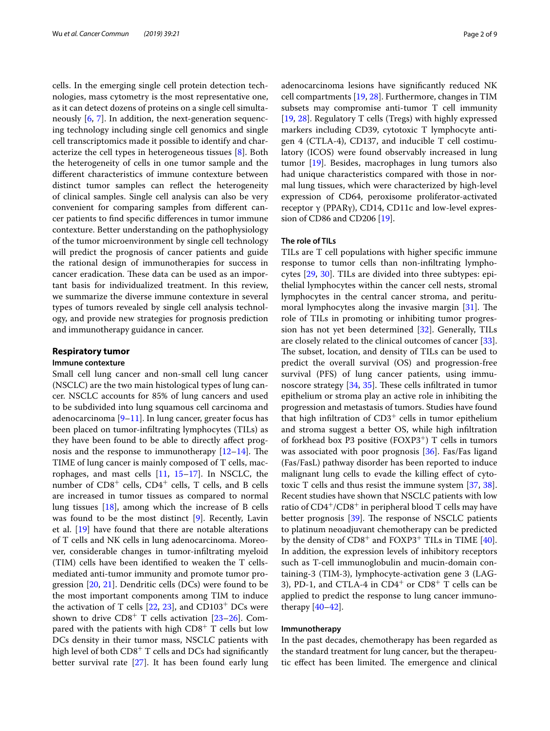cells. In the emerging single cell protein detection technologies, mass cytometry is the most representative one, as it can detect dozens of proteins on a single cell simultaneously [6, 7]. In addition, the next-generation sequencing technology including single cell genomics and single cell transcriptomics made it possible to identify and characterize the cell types in heterogeneous tissues [8]. Both the heterogeneity of cells in one tumor sample and the different characteristics of immune contexture between distinct tumor samples can reflect the heterogeneity of clinical samples. Single cell analysis can also be very convenient for comparing samples from different cancer patients to find specific differences in tumor immune contexture. Better understanding on the pathophysiology of the tumor microenvironment by single cell technology will predict the prognosis of cancer patients and guide the rational design of immunotherapies for success in cancer eradication. These data can be used as an important basis for individualized treatment. In this review, we summarize the diverse immune contexture in several types of tumors revealed by single cell analysis technology, and provide new strategies for prognosis prediction and immunotherapy guidance in cancer.

## Respiratory tumor

### Immune contexture

Small cell lung cancer and non-small cell lung cancer (NSCLC) are the two main histological types of lung cancer. NSCLC accounts for 85% of lung cancers and used to be subdivided into lung squamous cell carcinoma and adenocarcinoma [9–11]. In lung cancer, greater focus has been placed on tumor-infiltrating lymphocytes (TILs) as they have been found to be able to directly affect prognosis and the response to immunotherapy [12–14]. The TIME of lung cancer is mainly composed of T cells, macrophages, and mast cells [11, 15–17]. In NSCLC, the number of CD8$^{+}$ cells, CD4$^{+}$ cells, T cells, and B cells are increased in tumor tissues as compared to normal lung tissues [18], among which the increase of B cells was found to be the most distinct [9]. Recently, Lavin et al. [19] have found that there are notable alterations of T cells and NK cells in lung adenocarcinoma. Moreover, considerable changes in tumor-infiltrating myeloid (TIM) cells have been identified to weaken the T cells-mediated anti-tumor immunity and promote tumor progression [20, 21]. Dendritic cells (DCs) were found to be the most important components among TIM to induce the activation of T cells [22, 23], and CD103$^{+}$ DCs were shown to drive CD8$^{+}$ T cells activation [23–26]. Compared with the patients with high CD8$^{+}$ T cells but low DCs density in their tumor mass, NSCLC patients with high level of both CD8$^{+}$ T cells and DCs had significantly better survival rate [27]. It has been found early lung adenocarcinoma lesions have significantly reduced NK cell compartments [19, 28]. Furthermore, changes in TIM subsets may compromise anti-tumor T cell immunity [19, 28]. Regulatory T cells (Tregs) with highly expressed markers including CD39, cytotoxic T lymphocyte antigen 4 (CTLA-4), CD137, and inducible T cell costimulatory (ICOS) were found observably increased in lung tumor [19]. Besides, macrophages in lung tumors also had unique characteristics compared with those in normal lung tissues, which were characterized by high-level expression of CD64, peroxisome proliferator-activated receptor γ (PPARγ), CD14, CD11c and low-level expression of CD86 and CD206 [19].

### The role of TILs

TILs are T cell populations with higher specific immune response to tumor cells than non-infiltrating lymphocytes [29, 30]. TILs are divided into three subtypes: epithelial lymphocytes within the cancer cell nests, stromal lymphocytes in the central cancer stroma, and peritumoral lymphocytes along the invasive margin [31]. The role of TILs in promoting or inhibiting tumor progression has not yet been determined [32]. Generally, TILs are closely related to the clinical outcomes of cancer [33]. The subset, location, and density of TILs can be used to predict the overall survival (OS) and progression-free survival (PFS) of lung cancer patients, using immunoscore strategy [34, 35]. These cells infiltrated in tumor epithelium or stroma play an active role in inhibiting the progression and metastasis of tumors. Studies have found that high infiltration of CD3$^{+}$ cells in tumor epithelium and stroma suggest a better OS, while high infiltration of forkhead box P3 positive (FOXP3$^{+}$) T cells in tumors was associated with poor prognosis [36]. Fas/Fas ligand (Fas/FasL) pathway disorder has been reported to induce malignant lung cells to evade the killing effect of cytotoxic T cells and thus resist the immune system [37, 38]. Recent studies have shown that NSCLC patients with low ratio of CD4$^{+}$/CD8$^{+}$ in peripheral blood T cells may have better prognosis [39]. The response of NSCLC patients to platinum neoadjuvant chemotherapy can be predicted by the density of CD8$^{+}$ and FOXP3$^{+}$ TILs in TIME [40]. In addition, the expression levels of inhibitory receptors such as T-cell immunoglobulin and mucin-domain containing-3 (TIM-3), lymphocyte-activation gene 3 (LAG-3), PD-1, and CTLA-4 in CD4$^{+}$ or CD8$^{+}$ T cells can be applied to predict the response to lung cancer immunotherapy [40–42].

### Immunotherapy

In the past decades, chemotherapy has been regarded as the standard treatment for lung cancer, but the therapeutic effect has been limited. The emergence and clinical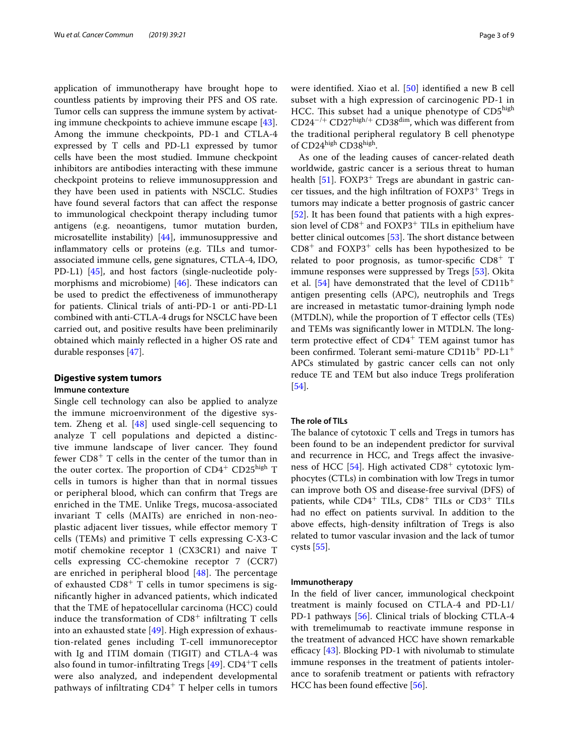application of immunotherapy have brought hope to countless patients by improving their PFS and OS rate. Tumor cells can suppress the immune system by activating immune checkpoints to achieve immune escape [43]. Among the immune checkpoints, PD-1 and CTLA-4 expressed by T cells and PD-L1 expressed by tumor cells have been the most studied. Immune checkpoint inhibitors are antibodies interacting with these immune checkpoint proteins to relieve immunosuppression and they have been used in patients with NSCLC. Studies have found several factors that can affect the response to immunological checkpoint therapy including tumor antigens (e.g. neoantigens, tumor mutation burden, microsatellite instability) [44], immunosuppressive and inflammatory cells or proteins (e.g. TILs and tumor-associated immune cells, gene signatures, CTLA-4, IDO, PD-L1) [45], and host factors (single-nucleotide polymorphisms and microbiome) [46]. These indicators can be used to predict the effectiveness of immunotherapy for patients. Clinical trials of anti-PD-1 or anti-PD-L1 combined with anti-CTLA-4 drugs for NSCLC have been carried out, and positive results have been preliminarily obtained which mainly reflected in a higher OS rate and durable responses [47].

## Digestive system tumors

### Immune contexture

Single cell technology can also be applied to analyze the immune microenvironment of the digestive system. Zheng et al. [48] used single-cell sequencing to analyze T cell populations and depicted a distinctive immune landscape of liver cancer. They found fewer $CD8^+$ T cells in the center of the tumor than in the outer cortex. The proportion of $CD4^+$ $CD25^{high}$ T cells in tumors is higher than that in normal tissues or peripheral blood, which can confirm that Tregs are enriched in the TME. Unlike Tregs, mucosa-associated invariant T cells (MAITs) are enriched in non-neoplastic adjacent liver tissues, while effector memory T cells (TEMs) and primitive T cells expressing C-X3-C motif chemokine receptor 1 (CX3CR1) and naive T cells expressing CC-chemokine receptor 7 (CCR7) are enriched in peripheral blood [48]. The percentage of exhausted $CD8^+$ T cells in tumor specimens is significantly higher in advanced patients, which indicated that the TME of hepatocellular carcinoma (HCC) could induce the transformation of $CD8^+$ infiltrating T cells into an exhausted state [49]. High expression of exhaustion-related genes including T-cell immunoreceptor with Ig and ITIM domain (TIGIT) and CTLA-4 was also found in tumor-infiltrating Tregs [49]. $CD4^+$T cells were also analyzed, and independent developmental pathways of infiltrating $CD4^+$ T helper cells in tumors were identified. Xiao et al. [50] identified a new B cell subset with a high expression of carcinogenic PD-1 in HCC. This subset had a unique phenotype of $CD5^{high}$ $CD24^{-/+}$ $CD27^{high/+}$ $CD38^{dim}$, which was different from the traditional peripheral regulatory B cell phenotype of $CD24^{high}$ $CD38^{high}$.

As one of the leading causes of cancer-related death worldwide, gastric cancer is a serious threat to human health [51]. $FOXP3^+$ Tregs are abundant in gastric cancer tissues, and the high infiltration of $FOXP3^+$ Tregs in tumors may indicate a better prognosis of gastric cancer [52]. It has been found that patients with a high expression level of $CD8^+$ and $FOXP3^+$ TILs in epithelium have better clinical outcomes [53]. The short distance between $CD8^+$ and $FOXP3^+$ cells has been hypothesized to be related to poor prognosis, as tumor-specific $CD8^+$ T immune responses were suppressed by Tregs [53]. Okita et al. [54] have demonstrated that the level of $CD11b^+$ antigen presenting cells (APC), neutrophils and Tregs are increased in metastatic tumor-draining lymph node (MTDLN), while the proportion of T effector cells (TEs) and TEMs was significantly lower in MTDLN. The long-term protective effect of $CD4^+$ TEM against tumor has been confirmed. Tolerant semi-mature $CD11b^+$ $PD\text{-}L1^+$ APCs stimulated by gastric cancer cells can not only reduce TE and TEM but also induce Tregs proliferation [54].

### The role of TILs

The balance of cytotoxic T cells and Tregs in tumors has been found to be an independent predictor for survival and recurrence in HCC, and Tregs affect the invasiveness of HCC [54]. High activated $CD8^+$ cytotoxic lymphocytes (CTLs) in combination with low Tregs in tumor can improve both OS and disease-free survival (DFS) of patients, while $CD4^+$ TILs, $CD8^+$ TILs or $CD3^+$ TILs had no effect on patients survival. In addition to the above effects, high-density infiltration of Tregs is also related to tumor vascular invasion and the lack of tumor cysts [55].

### Immunotherapy

In the field of liver cancer, immunological checkpoint treatment is mainly focused on CTLA-4 and PD-L1/PD-1 pathways [56]. Clinical trials of blocking CTLA-4 with tremelimumab to reactivate immune response in the treatment of advanced HCC have shown remarkable efficacy [43]. Blocking PD-1 with nivolumab to stimulate immune responses in the treatment of patients intolerance to sorafenib treatment or patients with refractory HCC has been found effective [56].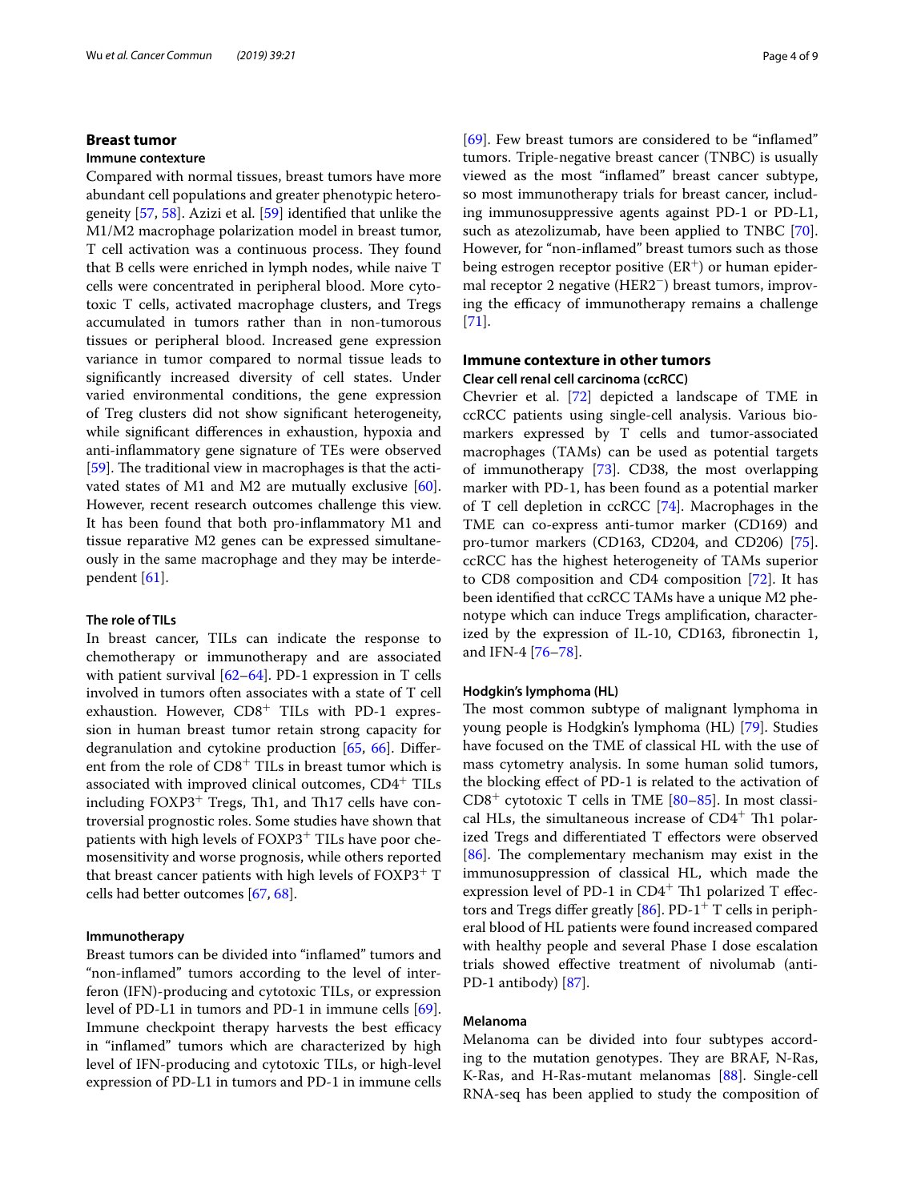## Breast tumor

### Immune contexture

Compared with normal tissues, breast tumors have more abundant cell populations and greater phenotypic heterogeneity [57, 58]. Azizi et al. [59] identified that unlike the M1/M2 macrophage polarization model in breast tumor, T cell activation was a continuous process. They found that B cells were enriched in lymph nodes, while naive T cells were concentrated in peripheral blood. More cytotoxic T cells, activated macrophage clusters, and Tregs accumulated in tumors rather than in non-tumorous tissues or peripheral blood. Increased gene expression variance in tumor compared to normal tissue leads to significantly increased diversity of cell states. Under varied environmental conditions, the gene expression of Treg clusters did not show significant heterogeneity, while significant differences in exhaustion, hypoxia and anti-inflammatory gene signature of TEs were observed [59]. The traditional view in macrophages is that the activated states of M1 and M2 are mutually exclusive [60]. However, recent research outcomes challenge this view. It has been found that both pro-inflammatory M1 and tissue reparative M2 genes can be expressed simultaneously in the same macrophage and they may be interdependent [61].

### The role of TILs

In breast cancer, TILs can indicate the response to chemotherapy or immunotherapy and are associated with patient survival [62–64]. PD-1 expression in T cells involved in tumors often associates with a state of T cell exhaustion. However, $CD8^{+}$ TILs with PD-1 expression in human breast tumor retain strong capacity for degranulation and cytokine production [65, 66]. Different from the role of $CD8^{+}$ TILs in breast tumor which is associated with improved clinical outcomes, $CD4^{+}$ TILs including $FOXP3^{+}$ Tregs, Th1, and Th17 cells have controversial prognostic roles. Some studies have shown that patients with high levels of $FOXP3^{+}$ TILs have poor chemosensitivity and worse prognosis, while others reported that breast cancer patients with high levels of $FOXP3^{+}$ T cells had better outcomes [67, 68].

### Immunotherapy

Breast tumors can be divided into "inflamed" tumors and "non-inflamed" tumors according to the level of interferon (IFN)-producing and cytotoxic TILs, or expression level of PD-L1 in tumors and PD-1 in immune cells [69]. Immune checkpoint therapy harvests the best efficacy in "inflamed" tumors which are characterized by high level of IFN-producing and cytotoxic TILs, or high-level expression of PD-L1 in tumors and PD-1 in immune cells [69]. Few breast tumors are considered to be "inflamed" tumors. Triple-negative breast cancer (TNBC) is usually viewed as the most "inflamed" breast cancer subtype, so most immunotherapy trials for breast cancer, including immunosuppressive agents against PD-1 or PD-L1, such as atezolizumab, have been applied to TNBC [70]. However, for "non-inflamed" breast tumors such as those being estrogen receptor positive ($ER^{+}$) or human epidermal receptor 2 negative ($HER2^{-}$) breast tumors, improving the efficacy of immunotherapy remains a challenge [71].

## Immune contexture in other tumors

### Clear cell renal cell carcinoma (ccRCC)

Chevrier et al. [72] depicted a landscape of TME in ccRCC patients using single-cell analysis. Various biomarkers expressed by T cells and tumor-associated macrophages (TAMs) can be used as potential targets of immunotherapy [73]. CD38, the most overlapping marker with PD-1, has been found as a potential marker of T cell depletion in ccRCC [74]. Macrophages in the TME can co-express anti-tumor marker (CD169) and pro-tumor markers (CD163, CD204, and CD206) [75]. ccRCC has the highest heterogeneity of TAMs superior to CD8 composition and CD4 composition [72]. It has been identified that ccRCC TAMs have a unique M2 phenotype which can induce Tregs amplification, characterized by the expression of IL-10, CD163, fibronectin 1, and IFN-4 [76–78].

### Hodgkin's lymphoma (HL)

The most common subtype of malignant lymphoma in young people is Hodgkin's lymphoma (HL) [79]. Studies have focused on the TME of classical HL with the use of mass cytometry analysis. In some human solid tumors, the blocking effect of PD-1 is related to the activation of $CD8^{+}$ cytotoxic T cells in TME [80–85]. In most classical HLs, the simultaneous increase of $CD4^{+}$ Th1 polarized Tregs and differentiated T effectors were observed [86]. The complementary mechanism may exist in the immunosuppression of classical HL, which made the expression level of PD-1 in $CD4^{+}$ Th1 polarized T effectors and Tregs differ greatly [86]. $PD\text{-}1^{+}$ T cells in peripheral blood of HL patients were found increased compared with healthy people and several Phase I dose escalation trials showed effective treatment of nivolumab (anti-PD-1 antibody) [87].

### Melanoma

Melanoma can be divided into four subtypes according to the mutation genotypes. They are BRAF, N-Ras, K-Ras, and H-Ras-mutant melanomas [88]. Single-cell RNA-seq has been applied to study the composition of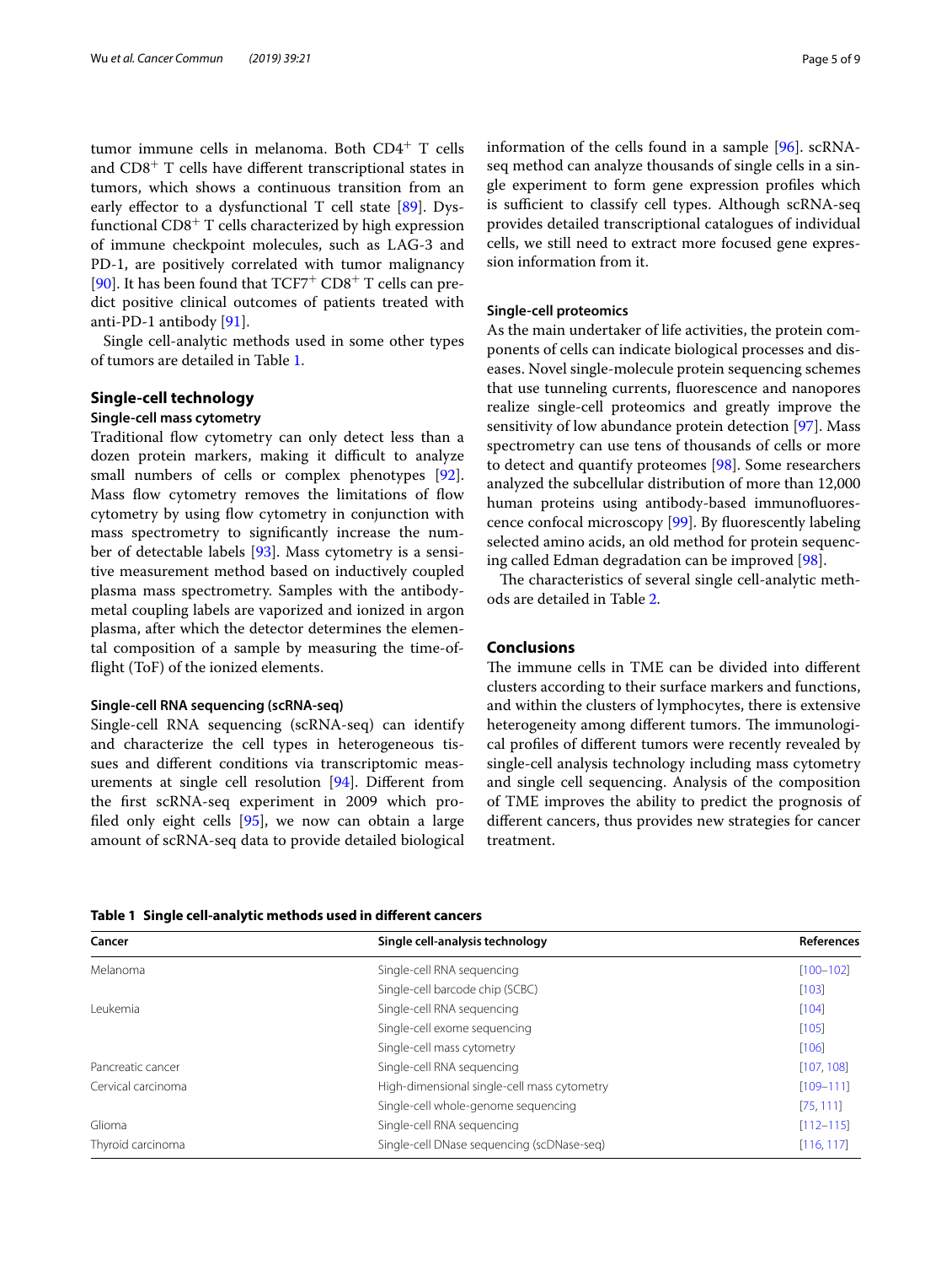tumor immune cells in melanoma. Both $CD4^+$ T cells and $CD8^+$ T cells have different transcriptional states in tumors, which shows a continuous transition from an early effector to a dysfunctional T cell state [89]. Dysfunctional $CD8^+$ T cells characterized by high expression of immune checkpoint molecules, such as LAG-3 and PD-1, are positively correlated with tumor malignancy [90]. It has been found that $TCF7^+$ $CD8^+$ T cells can predict positive clinical outcomes of patients treated with anti-PD-1 antibody [91].

Single cell-analytic methods used in some other types of tumors are detailed in Table 1.

## Single-cell technology

### Single-cell mass cytometry

Traditional flow cytometry can only detect less than a dozen protein markers, making it difficult to analyze small numbers of cells or complex phenotypes [92]. Mass flow cytometry removes the limitations of flow cytometry by using flow cytometry in conjunction with mass spectrometry to significantly increase the number of detectable labels [93]. Mass cytometry is a sensitive measurement method based on inductively coupled plasma mass spectrometry. Samples with the antibody-metal coupling labels are vaporized and ionized in argon plasma, after which the detector determines the elemental composition of a sample by measuring the time-of-flight (ToF) of the ionized elements.

### Single-cell RNA sequencing (scRNA-seq)

Single-cell RNA sequencing (scRNA-seq) can identify and characterize the cell types in heterogeneous tissues and different conditions via transcriptomic measurements at single cell resolution [94]. Different from the first scRNA-seq experiment in 2009 which profiled only eight cells [95], we now can obtain a large amount of scRNA-seq data to provide detailed biological information of the cells found in a sample [96]. scRNA-seq method can analyze thousands of single cells in a single experiment to form gene expression profiles which is sufficient to classify cell types. Although scRNA-seq provides detailed transcriptional catalogues of individual cells, we still need to extract more focused gene expression information from it.

### Single-cell proteomics

As the main undertaker of life activities, the protein components of cells can indicate biological processes and diseases. Novel single-molecule protein sequencing schemes that use tunneling currents, fluorescence and nanopores realize single-cell proteomics and greatly improve the sensitivity of low abundance protein detection [97]. Mass spectrometry can use tens of thousands of cells or more to detect and quantify proteomes [98]. Some researchers analyzed the subcellular distribution of more than 12,000 human proteins using antibody-based immunofluorescence confocal microscopy [99]. By fluorescently labeling selected amino acids, an old method for protein sequencing called Edman degradation can be improved [98].

The characteristics of several single cell-analytic methods are detailed in Table 2.

## Conclusions

The immune cells in TME can be divided into different clusters according to their surface markers and functions, and within the clusters of lymphocytes, there is extensive heterogeneity among different tumors. The immunological profiles of different tumors were recently revealed by single-cell analysis technology including mass cytometry and single cell sequencing. Analysis of the composition of TME improves the ability to predict the prognosis of different cancers, thus provides new strategies for cancer treatment.

**Table 1 Single cell-analytic methods used in different cancers**

| Cancer | Single cell-analysis technology | References |
|---|---|---|
| Melanoma | Single-cell RNA sequencing | [100–102] |
| | Single-cell barcode chip (SCBC) | [103] |
| Leukemia | Single-cell RNA sequencing | [104] |
| | Single-cell exome sequencing | [105] |
| | Single-cell mass cytometry | [106] |
| Pancreatic cancer | Single-cell RNA sequencing | [107, 108] |
| Cervical carcinoma | High-dimensional single-cell mass cytometry | [109–111] |
| | Single-cell whole-genome sequencing | [75, 111] |
| Glioma | Single-cell RNA sequencing | [112–115] |
| Thyroid carcinoma | Single-cell DNase sequencing (scDNase-seq) | [116, 117] |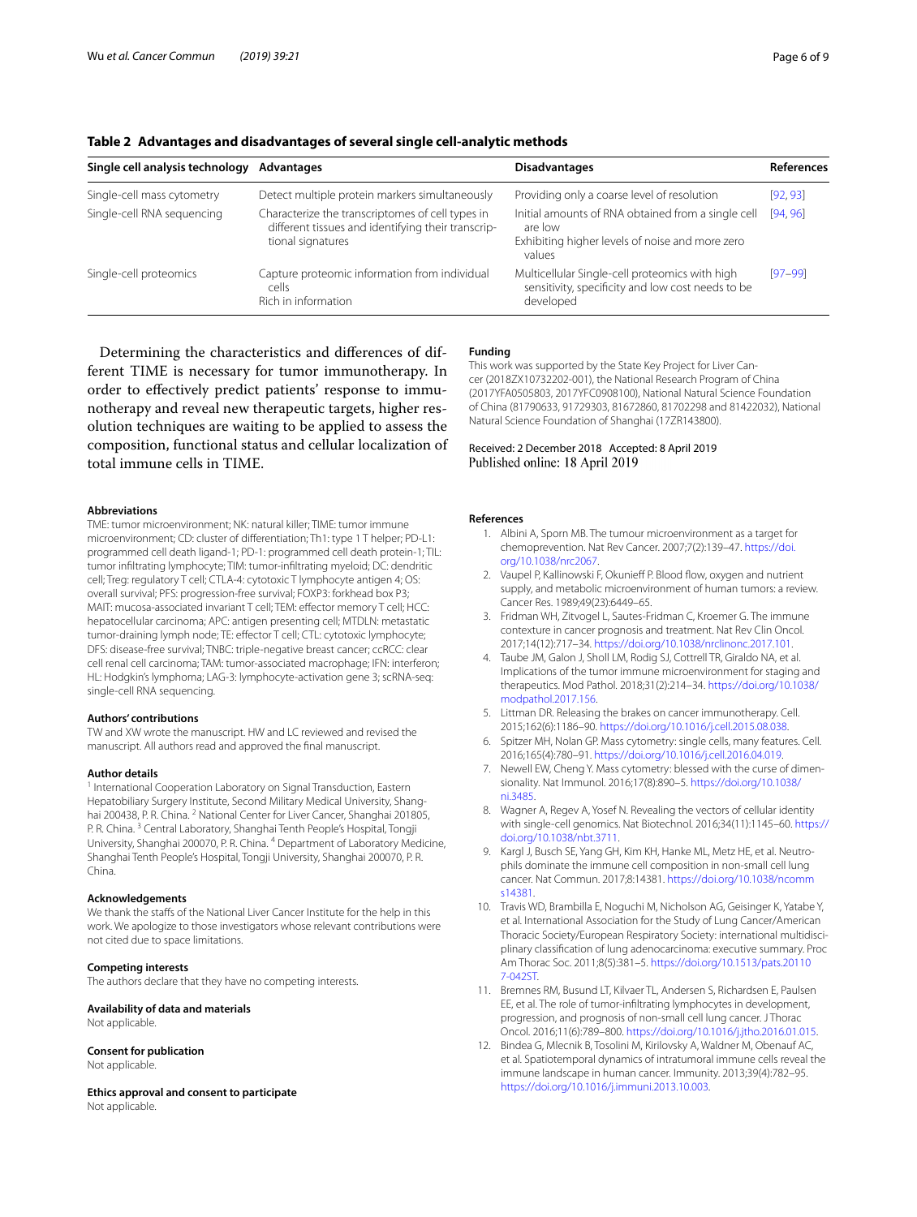**Table 2 Advantages and disadvantages of several single cell-analytic methods**

| Single cell analysis technology | Advantages | Disadvantages | References |
|---|---|---|---|
| Single-cell mass cytometry | Detect multiple protein markers simultaneously | Providing only a coarse level of resolution | [92, 93] |
| Single-cell RNA sequencing | Characterize the transcriptomes of cell types in different tissues and identifying their transcriptional signatures | Initial amounts of RNA obtained from a single cell are low<br>Exhibiting higher levels of noise and more zero values | [94, 96] |
| Single-cell proteomics | Capture proteomic information from individual cells<br>Rich in information | Multicellular Single-cell proteomics with high sensitivity, specificity and low cost needs to be developed | [97–99] |

Determining the characteristics and differences of different TIME is necessary for tumor immunotherapy. In order to effectively predict patients' response to immunotherapy and reveal new therapeutic targets, higher resolution techniques are waiting to be applied to assess the composition, functional status and cellular localization of total immune cells in TIME.

#### Abbreviations

TME: tumor microenvironment; NK: natural killer; TIME: tumor immune microenvironment; CD: cluster of differentiation; Th1: type 1 T helper; PD-L1: programmed cell death ligand-1; PD-1: programmed cell death protein-1; TIL: tumor infiltrating lymphocyte; TIM: tumor-infiltrating myeloid; DC: dendritic cell; Treg: regulatory T cell; CTLA-4: cytotoxic T lymphocyte antigen 4; OS: overall survival; PFS: progression-free survival; FOXP3: forkhead box P3; MAIT: mucosa-associated invariant T cell; TEM: effector memory T cell; HCC: hepatocellular carcinoma; APC: antigen presenting cell; MTDLN: metastatic tumor-draining lymph node; TE: effector T cell; CTL: cytotoxic lymphocyte; DFS: disease-free survival; TNBC: triple-negative breast cancer; ccRCC: clear cell renal cell carcinoma; TAM: tumor-associated macrophage; IFN: interferon; HL: Hodgkin's lymphoma; LAG-3: lymphocyte-activation gene 3; scRNA-seq: single-cell RNA sequencing.

#### Authors' contributions

TW and XW wrote the manuscript. HW and LC reviewed and revised the manuscript. All authors read and approved the final manuscript.

#### Author details

[1] International Cooperation Laboratory on Signal Transduction, Eastern Hepatobiliary Surgery Institute, Second Military Medical University, Shanghai 200438, P. R. China. [2] National Center for Liver Cancer, Shanghai 201805, P. R. China. [3] Central Laboratory, Shanghai Tenth People's Hospital, Tongji University, Shanghai 200070, P. R. China. [4] Department of Laboratory Medicine, Shanghai Tenth People's Hospital, Tongji University, Shanghai 200070, P. R. China.

#### Acknowledgements

We thank the staffs of the National Liver Cancer Institute for the help in this work. We apologize to those investigators whose relevant contributions were not cited due to space limitations.

#### Competing interests

The authors declare that they have no competing interests.

#### Availability of data and materials

Not applicable.

#### Consent for publication

Not applicable.

#### Ethics approval and consent to participate

Not applicable.

#### Funding

This work was supported by the State Key Project for Liver Cancer (2018ZX10732202-001), the National Research Program of China (2017YFA0505803, 2017YFC0908100), National Natural Science Foundation of China (81790633, 91729303, 81672860, 81702298 and 81422032), National Natural Science Foundation of Shanghai (17ZR143800).

Received: 2 December 2018 Accepted: 8 April 2019
Published online: 18 April 2019

#### References

1. Albini A, Sporn MB. The tumour microenvironment as a target for chemoprevention. Nat Rev Cancer. 2007;7(2):139–47. https://doi.org/10.1038/nrc2067.
2. Vaupel P, Kallinowski F, Okunieff P. Blood flow, oxygen and nutrient supply, and metabolic microenvironment of human tumors: a review. Cancer Res. 1989;49(23):6449–65.
3. Fridman WH, Zitvogel L, Sautes-Fridman C, Kroemer G. The immune contexture in cancer prognosis and treatment. Nat Rev Clin Oncol. 2017;14(12):717–34. https://doi.org/10.1038/nrclinonc.2017.101.
4. Taube JM, Galon J, Sholl LM, Rodig SJ, Cottrell TR, Giraldo NA, et al. Implications of the tumor immune microenvironment for staging and therapeutics. Mod Pathol. 2018;31(2):214–34. https://doi.org/10.1038/modpathol.2017.156.
5. Littman DR. Releasing the brakes on cancer immunotherapy. Cell. 2015;162(6):1186–90. https://doi.org/10.1016/j.cell.2015.08.038.
6. Spitzer MH, Nolan GP. Mass cytometry: single cells, many features. Cell. 2016;165(4):780–91. https://doi.org/10.1016/j.cell.2016.04.019.
7. Newell EW, Cheng Y. Mass cytometry: blessed with the curse of dimensionality. Nat Immunol. 2016;17(8):890–5. https://doi.org/10.1038/ni.3485.
8. Wagner A, Regev A, Yosef N. Revealing the vectors of cellular identity with single-cell genomics. Nat Biotechnol. 2016;34(11):1145–60. https://doi.org/10.1038/nbt.3711.
9. Kargl J, Busch SE, Yang GH, Kim KH, Hanke ML, Metz HE, et al. Neutrophils dominate the immune cell composition in non-small cell lung cancer. Nat Commun. 2017;8:14381. https://doi.org/10.1038/ncomms14381.
10. Travis WD, Brambilla E, Noguchi M, Nicholson AG, Geisinger K, Yatabe Y, et al. International Association for the Study of Lung Cancer/American Thoracic Society/European Respiratory Society: international multidisciplinary classification of lung adenocarcinoma: executive summary. Proc Am Thorac Soc. 2011;8(5):381–5. https://doi.org/10.1513/pats.201107-042ST.
11. Bremnes RM, Busund LT, Kilvaer TL, Andersen S, Richardsen E, Paulsen EE, et al. The role of tumor-infiltrating lymphocytes in development, progression, and prognosis of non-small cell lung cancer. J Thorac Oncol. 2016;11(6):789–800. https://doi.org/10.1016/j.jtho.2016.01.015.
12. Bindea G, Mlecnik B, Tosolini M, Kirilovsky A, Waldner M, Obenauf AC, et al. Spatiotemporal dynamics of intratumoral immune cells reveal the immune landscape in human cancer. Immunity. 2013;39(4):782–95. https://doi.org/10.1016/j.immuni.2013.10.003.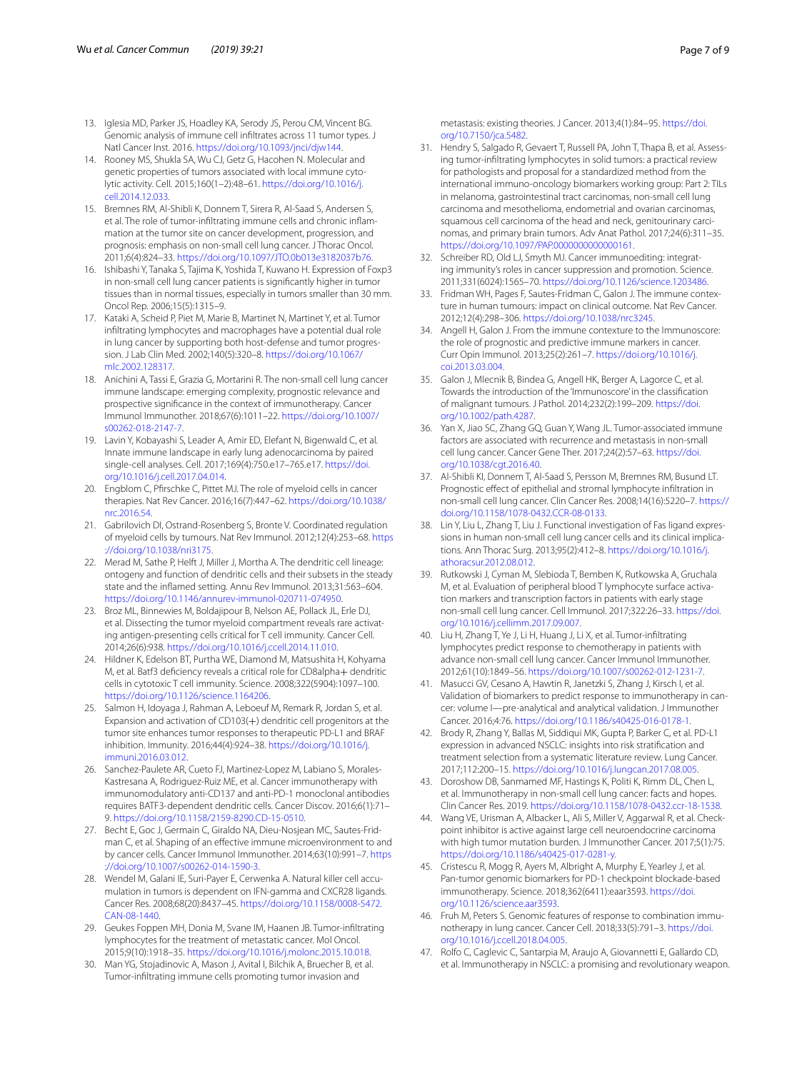13. Iglesia MD, Parker JS, Hoadley KA, Serody JS, Perou CM, Vincent BG. Genomic analysis of immune cell infiltrates across 11 tumor types. J Natl Cancer Inst. 2016. https://doi.org/10.1093/jnci/djw144.
14. Rooney MS, Shukla SA, Wu CJ, Getz G, Hacohen N. Molecular and genetic properties of tumors associated with local immune cytolytic activity. Cell. 2015;160(1–2):48–61. https://doi.org/10.1016/j.cell.2014.12.033.
15. Bremnes RM, Al-Shibli K, Donnem T, Sirera R, Al-Saad S, Andersen S, et al. The role of tumor-infiltrating immune cells and chronic inflammation at the tumor site on cancer development, progression, and prognosis: emphasis on non-small cell lung cancer. J Thorac Oncol. 2011;6(4):824–33. https://doi.org/10.1097/JTO.0b013e3182037b76.
16. Ishibashi Y, Tanaka S, Tajima K, Yoshida T, Kuwano H. Expression of Foxp3 in non-small cell lung cancer patients is significantly higher in tumor tissues than in normal tissues, especially in tumors smaller than 30 mm. Oncol Rep. 2006;15(5):1315–9.
17. Kataki A, Scheid P, Piet M, Marie B, Martinet N, Martinet Y, et al. Tumor infiltrating lymphocytes and macrophages have a potential dual role in lung cancer by supporting both host-defense and tumor progression. J Lab Clin Med. 2002;140(5):320–8. https://doi.org/10.1067/mlc.2002.128317.
18. Anichini A, Tassi E, Grazia G, Mortarini R. The non-small cell lung cancer immune landscape: emerging complexity, prognostic relevance and prospective significance in the context of immunotherapy. Cancer Immunol Immunother. 2018;67(6):1011–22. https://doi.org/10.1007/s00262-018-2147-7.
19. Lavin Y, Kobayashi S, Leader A, Amir ED, Elefant N, Bigenwald C, et al. Innate immune landscape in early lung adenocarcinoma by paired single-cell analyses. Cell. 2017;169(4):750.e17–765.e17. https://doi.org/10.1016/j.cell.2017.04.014.
20. Engblom C, Pfirschke C, Pittet MJ. The role of myeloid cells in cancer therapies. Nat Rev Cancer. 2016;16(7):447–62. https://doi.org/10.1038/nrc.2016.54.
21. Gabrilovich DI, Ostrand-Rosenberg S, Bronte V. Coordinated regulation of myeloid cells by tumours. Nat Rev Immunol. 2012;12(4):253–68. https://doi.org/10.1038/nri3175.
22. Merad M, Sathe P, Helft J, Miller J, Mortha A. The dendritic cell lineage: ontogeny and function of dendritic cells and their subsets in the steady state and the inflamed setting. Annu Rev Immunol. 2013;31:563–604. https://doi.org/10.1146/annurev-immunol-020711-074950.
23. Broz ML, Binnewies M, Boldajipour B, Nelson AE, Pollack JL, Erle DJ, et al. Dissecting the tumor myeloid compartment reveals rare activating antigen-presenting cells critical for T cell immunity. Cancer Cell. 2014;26(6):938. https://doi.org/10.1016/j.ccell.2014.11.010.
24. Hildner K, Edelson BT, Purtha WE, Diamond M, Matsushita H, Kohyama M, et al. Batf3 deficiency reveals a critical role for CD8alpha+ dendritic cells in cytotoxic T cell immunity. Science. 2008;322(5904):1097–100. https://doi.org/10.1126/science.1164206.
25. Salmon H, Idoyaga J, Rahman A, Leboeuf M, Remark R, Jordan S, et al. Expansion and activation of CD103(+) dendritic cell progenitors at the tumor site enhances tumor responses to therapeutic PD-L1 and BRAF inhibition. Immunity. 2016;44(4):924–38. https://doi.org/10.1016/j.immuni.2016.03.012.
26. Sanchez-Paulete AR, Cueto FJ, Martinez-Lopez M, Labiano S, Morales-Kastresana A, Rodriguez-Ruiz ME, et al. Cancer immunotherapy with immunomodulatory anti-CD137 and anti-PD-1 monoclonal antibodies requires BATF3-dependent dendritic cells. Cancer Discov. 2016;6(1):71–9. https://doi.org/10.1158/2159-8290.CD-15-0510.
27. Becht E, Goc J, Germain C, Giraldo NA, Dieu-Nosjean MC, Sautes-Fridman C, et al. Shaping of an effective immune microenvironment to and by cancer cells. Cancer Immunol Immunother. 2014;63(10):991–7. https://doi.org/10.1007/s00262-014-1590-3.
28. Wendel M, Galani IE, Suri-Payer E, Cerwenka A. Natural killer cell accumulation in tumors is dependent on IFN-gamma and CXCR3 ligands. Cancer Res. 2008;68(20):8437–45. https://doi.org/10.1158/0008-5472.CAN-08-1440.
29. Geukes Foppen MH, Donia M, Svane IM, Haanen JB. Tumor-infiltrating lymphocytes for the treatment of metastatic cancer. Mol Oncol. 2015;9(10):1918–35. https://doi.org/10.1016/j.molonc.2015.10.018.
30. Man YG, Stojadinovic A, Mason J, Avital I, Bilchik A, Bruecher B, et al. Tumor-infiltrating immune cells promoting tumor invasion and metastasis: existing theories. J Cancer. 2013;4(1):84–95. https://doi.org/10.7150/jca.5482.
31. Hendry S, Salgado R, Gevaert T, Russell PA, John T, Thapa B, et al. Assessing tumor-infiltrating lymphocytes in solid tumors: a practical review for pathologists and proposal for a standardized method from the international immuno-oncology biomarkers working group: Part 2: TILs in melanoma, gastrointestinal tract carcinomas, non-small cell lung carcinoma and mesothelioma, endometrial and ovarian carcinomas, squamous cell carcinoma of the head and neck, genitourinary carcinomas, and primary brain tumors. Adv Anat Pathol. 2017;24(6):311–35. https://doi.org/10.1097/PAP.0000000000000161.
32. Schreiber RD, Old LJ, Smyth MJ. Cancer immunoediting: integrating immunity's roles in cancer suppression and promotion. Science. 2011;331(6024):1565–70. https://doi.org/10.1126/science.1203486.
33. Fridman WH, Pages F, Sautes-Fridman C, Galon J. The immune contexture in human tumours: impact on clinical outcome. Nat Rev Cancer. 2012;12(4):298–306. https://doi.org/10.1038/nrc3245.
34. Angell H, Galon J. From the immune contexture to the Immunoscore: the role of prognostic and predictive immune markers in cancer. Curr Opin Immunol. 2013;25(2):261–7. https://doi.org/10.1016/j.coi.2013.03.004.
35. Galon J, Mlecnik B, Bindea G, Angell HK, Berger A, Lagorce C, et al. Towards the introduction of the 'Immunoscore' in the classification of malignant tumours. J Pathol. 2014;232(2):199–209. https://doi.org/10.1002/path.4287.
36. Yan X, Jiao SC, Zhang GQ, Guan Y, Wang JL. Tumor-associated immune factors are associated with recurrence and metastasis in non-small cell lung cancer. Cancer Gene Ther. 2017;24(2):57–63. https://doi.org/10.1038/cgt.2016.40.
37. Al-Shibli KI, Donnem T, Al-Saad S, Persson M, Bremnes RM, Busund LT. Prognostic effect of epithelial and stromal lymphocyte infiltration in non-small cell lung cancer. Clin Cancer Res. 2008;14(16):5220–7. https://doi.org/10.1158/1078-0432.CCR-08-0133.
38. Lin Y, Liu L, Zhang T, Liu J. Functional investigation of Fas ligand expressions in human non-small cell lung cancer cells and its clinical implications. Ann Thorac Surg. 2013;95(2):412–8. https://doi.org/10.1016/j.athoracsur.2012.08.012.
39. Rutkowski J, Cyman M, Slebioda T, Bemben K, Rutkowska A, Gruchala M, et al. Evaluation of peripheral blood T lymphocyte surface activation markers and transcription factors in patients with early stage non-small cell lung cancer. Cell Immunol. 2017;322:26–33. https://doi.org/10.1016/j.cellimm.2017.09.007.
40. Liu H, Zhang T, Ye J, Li H, Huang J, Li X, et al. Tumor-infiltrating lymphocytes predict response to chemotherapy in patients with advance non-small cell lung cancer. Cancer Immunol Immunother. 2012;61(10):1849–56. https://doi.org/10.1007/s00262-012-1231-7.
41. Masucci GV, Cesano A, Hawtin R, Janetzki S, Zhang J, Kirsch I, et al. Validation of biomarkers to predict response to immunotherapy in cancer: volume I—pre-analytical and analytical validation. J Immunother Cancer. 2016;4:76. https://doi.org/10.1186/s40425-016-0178-1.
42. Brody R, Zhang Y, Ballas M, Siddiqui MK, Gupta P, Barker C, et al. PD-L1 expression in advanced NSCLC: insights into risk stratification and treatment selection from a systematic literature review. Lung Cancer. 2017;112:200–15. https://doi.org/10.1016/j.lungcan.2017.08.005.
43. Doroshow DB, Sanmamed MF, Hastings K, Politi K, Rimm DL, Chen L, et al. Immunotherapy in non-small cell lung cancer: facts and hopes. Clin Cancer Res. 2019. https://doi.org/10.1158/1078-0432.ccr-18-1538.
44. Wang VE, Urisman A, Albacker L, Ali S, Miller V, Aggarwal R, et al. Checkpoint inhibitor is active against large cell neuroendocrine carcinoma with high tumor mutation burden. J Immunother Cancer. 2017;5(1):75. https://doi.org/10.1186/s40425-017-0281-y.
45. Cristescu R, Mogg R, Ayers M, Albright A, Murphy E, Yearley J, et al. Pan-tumor genomic biomarkers for PD-1 checkpoint blockade-based immunotherapy. Science. 2018;362(6411):eaar3593. https://doi.org/10.1126/science.aar3593.
46. Fruh M, Peters S. Genomic features of response to combination immunotherapy in lung cancer. Cancer Cell. 2018;33(5):791–3. https://doi.org/10.1016/j.ccell.2018.04.005.
47. Rolfo C, Caglevic C, Santarpia M, Araujo A, Giovannetti E, Gallardo CD, et al. Immunotherapy in NSCLC: a promising and revolutionary weapon.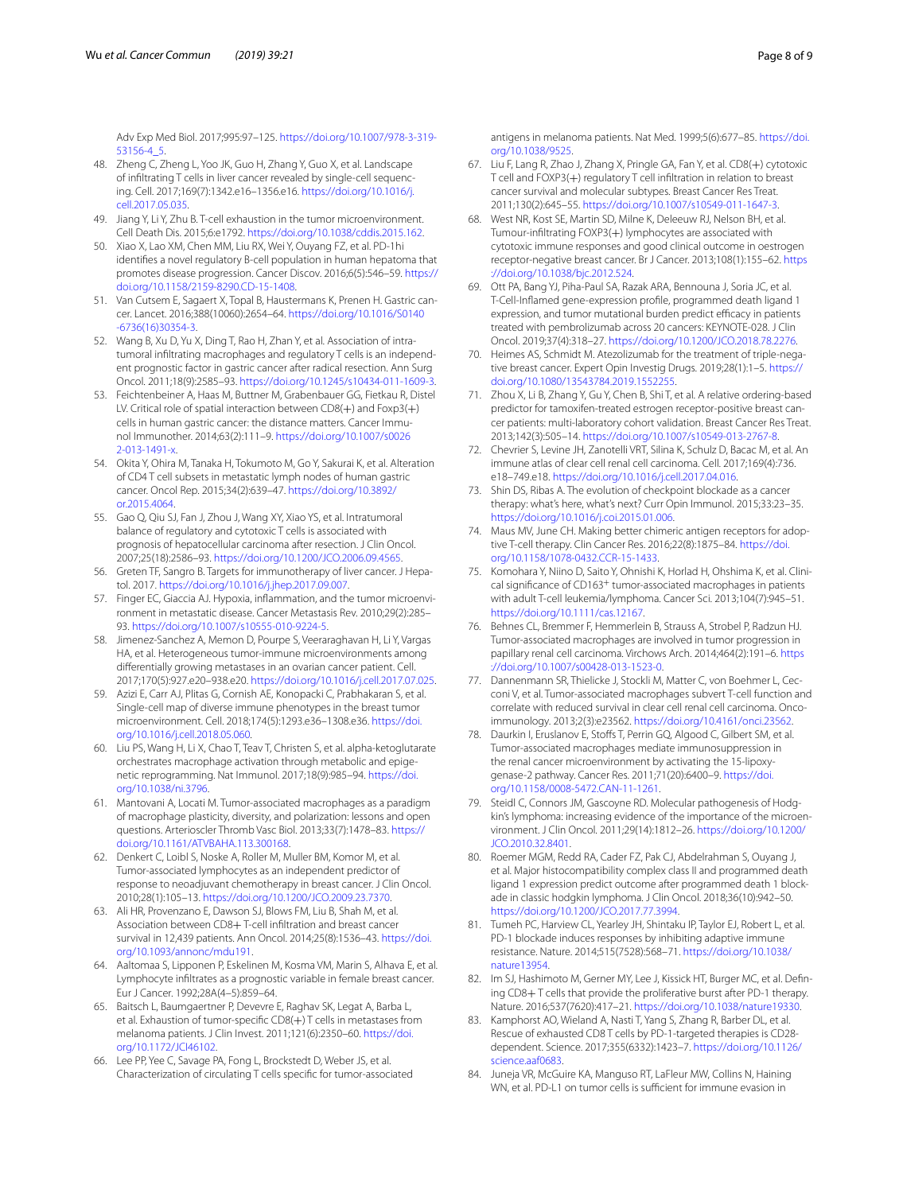Adv Exp Med Biol. 2017;995:97–125. https://doi.org/10.1007/978-3-319-53156-4_5.

48. Zheng C, Zheng L, Yoo JK, Guo H, Zhang Y, Guo X, et al. Landscape of infiltrating T cells in liver cancer revealed by single-cell sequencing. Cell. 2017;169(7):1342.e16–1356.e16. https://doi.org/10.1016/j.cell.2017.05.035.
49. Jiang Y, Li Y, Zhu B. T-cell exhaustion in the tumor microenvironment. Cell Death Dis. 2015;6:e1792. https://doi.org/10.1038/cddis.2015.162.
50. Xiao X, Lao XM, Chen MM, Liu RX, Wei Y, Ouyang FZ, et al. PD-1hi identifies a novel regulatory B-cell population in human hepatoma that promotes disease progression. Cancer Discov. 2016;6(5):546–59. https://doi.org/10.1158/2159-8290.CD-15-1408.
51. Van Cutsem E, Sagaert X, Topal B, Haustermans K, Prenen H. Gastric cancer. Lancet. 2016;388(10060):2654–64. https://doi.org/10.1016/S0140-6736(16)30354-3.
52. Wang B, Xu D, Yu X, Ding T, Rao H, Zhan Y, et al. Association of intra-tumoral infiltrating macrophages and regulatory T cells is an independent prognostic factor in gastric cancer after radical resection. Ann Surg Oncol. 2011;18(9):2585–93. https://doi.org/10.1245/s10434-011-1609-3.
53. Feichtenbeiner A, Haas M, Buttner M, Grabenbauer GG, Fietkau R, Distel LV. Critical role of spatial interaction between CD8(+) and Foxp3(+) cells in human gastric cancer: the distance matters. Cancer Immunol Immunother. 2014;63(2):111–9. https://doi.org/10.1007/s00262-013-1491-x.
54. Okita Y, Ohira M, Tanaka H, Tokumoto M, Go Y, Sakurai K, et al. Alteration of CD4 T cell subsets in metastatic lymph nodes of human gastric cancer. Oncol Rep. 2015;34(2):639–47. https://doi.org/10.3892/or.2015.4064.
55. Gao Q, Qiu SJ, Fan J, Zhou J, Wang XY, Xiao YS, et al. Intratumoral balance of regulatory and cytotoxic T cells is associated with prognosis of hepatocellular carcinoma after resection. J Clin Oncol. 2007;25(18):2586–93. https://doi.org/10.1200/JCO.2006.09.4565.
56. Greten TF, Sangro B. Targets for immunotherapy of liver cancer. J Hepatol. 2017. https://doi.org/10.1016/j.jhep.2017.09.007.
57. Finger EC, Giaccia AJ. Hypoxia, inflammation, and the tumor microenvironment in metastatic disease. Cancer Metastasis Rev. 2010;29(2):285–93. https://doi.org/10.1007/s10555-010-9224-5.
58. Jimenez-Sanchez A, Memon D, Pourpe S, Veeraraghavan H, Li Y, Vargas HA, et al. Heterogeneous tumor-immune microenvironments among differentially growing metastases in an ovarian cancer patient. Cell. 2017;170(5):927.e20–938.e20. https://doi.org/10.1016/j.cell.2017.07.025.
59. Azizi E, Carr AJ, Plitas G, Cornish AE, Konopacki C, Prabhakaran S, et al. Single-cell map of diverse immune phenotypes in the breast tumor microenvironment. Cell. 2018;174(5):1293.e36–1308.e36. https://doi.org/10.1016/j.cell.2018.05.060.
60. Liu PS, Wang H, Li X, Chao T, Teav T, Christen S, et al. alpha-ketoglutarate orchestrates macrophage activation through metabolic and epigenetic reprogramming. Nat Immunol. 2017;18(9):985–94. https://doi.org/10.1038/ni.3796.
61. Mantovani A, Locati M. Tumor-associated macrophages as a paradigm of macrophage plasticity, diversity, and polarization: lessons and open questions. Arterioscler Thromb Vasc Biol. 2013;33(7):1478–83. https://doi.org/10.1161/ATVBAHA.113.300168.
62. Denkert C, Loibl S, Noske A, Roller M, Muller BM, Komor M, et al. Tumor-associated lymphocytes as an independent predictor of response to neoadjuvant chemotherapy in breast cancer. J Clin Oncol. 2010;28(1):105–13. https://doi.org/10.1200/JCO.2009.23.7370.
63. Ali HR, Provenzano E, Dawson SJ, Blows FM, Liu B, Shah M, et al. Association between CD8+ T-cell infiltration and breast cancer survival in 12,439 patients. Ann Oncol. 2014;25(8):1536–43. https://doi.org/10.1093/annonc/mdu191.
64. Aaltomaa S, Lipponen P, Eskelinen M, Kosma VM, Marin S, Alhava E, et al. Lymphocyte infiltrates as a prognostic variable in female breast cancer. Eur J Cancer. 1992;28A(4–5):859–64.
65. Baitsch L, Baumgaertner P, Devevre E, Raghav SK, Legat A, Barba L, et al. Exhaustion of tumor-specific CD8(+) T cells in metastases from melanoma patients. J Clin Invest. 2011;121(6):2350–60. https://doi.org/10.1172/JCI46102.
66. Lee PP, Yee C, Savage PA, Fong L, Brockstedt D, Weber JS, et al. Characterization of circulating T cells specific for tumor-associated antigens in melanoma patients. Nat Med. 1999;5(6):677–85. https://doi.org/10.1038/9525.
67. Liu F, Lang R, Zhao J, Zhang X, Pringle GA, Fan Y, et al. CD8(+) cytotoxic T cell and FOXP3(+) regulatory T cell infiltration in relation to breast cancer survival and molecular subtypes. Breast Cancer Res Treat. 2011;130(2):645–55. https://doi.org/10.1007/s10549-011-1647-3.
68. West NR, Kost SE, Martin SD, Milne K, Deleeuw RJ, Nelson BH, et al. Tumour-infiltrating FOXP3(+) lymphocytes are associated with cytotoxic immune responses and good clinical outcome in oestrogen receptor-negative breast cancer. Br J Cancer. 2013;108(1):155–62. https://doi.org/10.1038/bjc.2012.524.
69. Ott PA, Bang YJ, Piha-Paul SA, Razak ARA, Bennouna J, Soria JC, et al. T-Cell-Inflamed gene-expression profile, programmed death ligand 1 expression, and tumor mutational burden predict efficacy in patients treated with pembrolizumab across 20 cancers: KEYNOTE-028. J Clin Oncol. 2019;37(4):318–27. https://doi.org/10.1200/JCO.2018.78.2276.
70. Heimes AS, Schmidt M. Atezolizumab for the treatment of triple-negative breast cancer. Expert Opin Investig Drugs. 2019;28(1):1–5. https://doi.org/10.1080/13543784.2019.1552255.
71. Zhou X, Li B, Zhang Y, Gu Y, Chen B, Shi T, et al. A relative ordering-based predictor for tamoxifen-treated estrogen receptor-positive breast cancer patients: multi-laboratory cohort validation. Breast Cancer Res Treat. 2013;142(3):505–14. https://doi.org/10.1007/s10549-013-2767-8.
72. Chevrier S, Levine JH, Zanotelli VRT, Silina K, Schulz D, Bacac M, et al. An immune atlas of clear cell renal cell carcinoma. Cell. 2017;169(4):736.e18–749.e18. https://doi.org/10.1016/j.cell.2017.04.016.
73. Shin DS, Ribas A. The evolution of checkpoint blockade as a cancer therapy: what's here, what's next? Curr Opin Immunol. 2015;33:23–35. https://doi.org/10.1016/j.coi.2015.01.006.
74. Maus MV, June CH. Making better chimeric antigen receptors for adoptive T-cell therapy. Clin Cancer Res. 2016;22(8):1875–84. https://doi.org/10.1158/1078-0432.CCR-15-1433.
75. Komohara Y, Niino D, Saito Y, Ohnishi K, Horlad H, Ohshima K, et al. Clinical significance of CD163$^{+}$ tumor-associated macrophages in patients with adult T-cell leukemia/lymphoma. Cancer Sci. 2013;104(7):945–51. https://doi.org/10.1111/cas.12167.
76. Behnes CL, Bremmer F, Hemmerlein B, Strauss A, Strobel P, Radzun HJ. Tumor-associated macrophages are involved in tumor progression in papillary renal cell carcinoma. Virchows Arch. 2014;464(2):191–6. https://doi.org/10.1007/s00428-013-1523-0.
77. Dannenmann SR, Thielicke J, Stockli M, Matter C, von Boehmer L, Cecconi V, et al. Tumor-associated macrophages subvert T-cell function and correlate with reduced survival in clear cell renal cell carcinoma. Oncoimmunology. 2013;2(3):e23562. https://doi.org/10.4161/onci.23562.
78. Daurkin I, Eruslanov E, Stoffs T, Perrin GQ, Algood C, Gilbert SM, et al. Tumor-associated macrophages mediate immunosuppression in the renal cancer microenvironment by activating the 15-lipoxygenase-2 pathway. Cancer Res. 2011;71(20):6400–9. https://doi.org/10.1158/0008-5472.CAN-11-1261.
79. Steidl C, Connors JM, Gascoyne RD. Molecular pathogenesis of Hodgkin's lymphoma: increasing evidence of the importance of the microenvironment. J Clin Oncol. 2011;29(14):1812–26. https://doi.org/10.1200/JCO.2010.32.8401.
80. Roemer MGM, Redd RA, Cader FZ, Pak CJ, Abdelrahman S, Ouyang J, et al. Major histocompatibility complex class II and programmed death ligand 1 expression predict outcome after programmed death 1 blockade in classic hodgkin lymphoma. J Clin Oncol. 2018;36(10):942–50. https://doi.org/10.1200/JCO.2017.77.3994.
81. Tumeh PC, Harview CL, Yearley JH, Shintaku IP, Taylor EJ, Robert L, et al. PD-1 blockade induces responses by inhibiting adaptive immune resistance. Nature. 2014;515(7528):568–71. https://doi.org/10.1038/nature13954.
82. Im SJ, Hashimoto M, Gerner MY, Lee J, Kissick HT, Burger MC, et al. Defining CD8+ T cells that provide the proliferative burst after PD-1 therapy. Nature. 2016;537(7620):417–21. https://doi.org/10.1038/nature19330.
83. Kamphorst AO, Wieland A, Nasti T, Yang S, Zhang R, Barber DL, et al. Rescue of exhausted CD8 T cells by PD-1-targeted therapies is CD28-dependent. Science. 2017;355(6332):1423–7. https://doi.org/10.1126/science.aaf0683.
84. Juneja VR, McGuire KA, Manguso RT, LaFleur MW, Collins N, Haining WN, et al. PD-L1 on tumor cells is sufficient for immune evasion in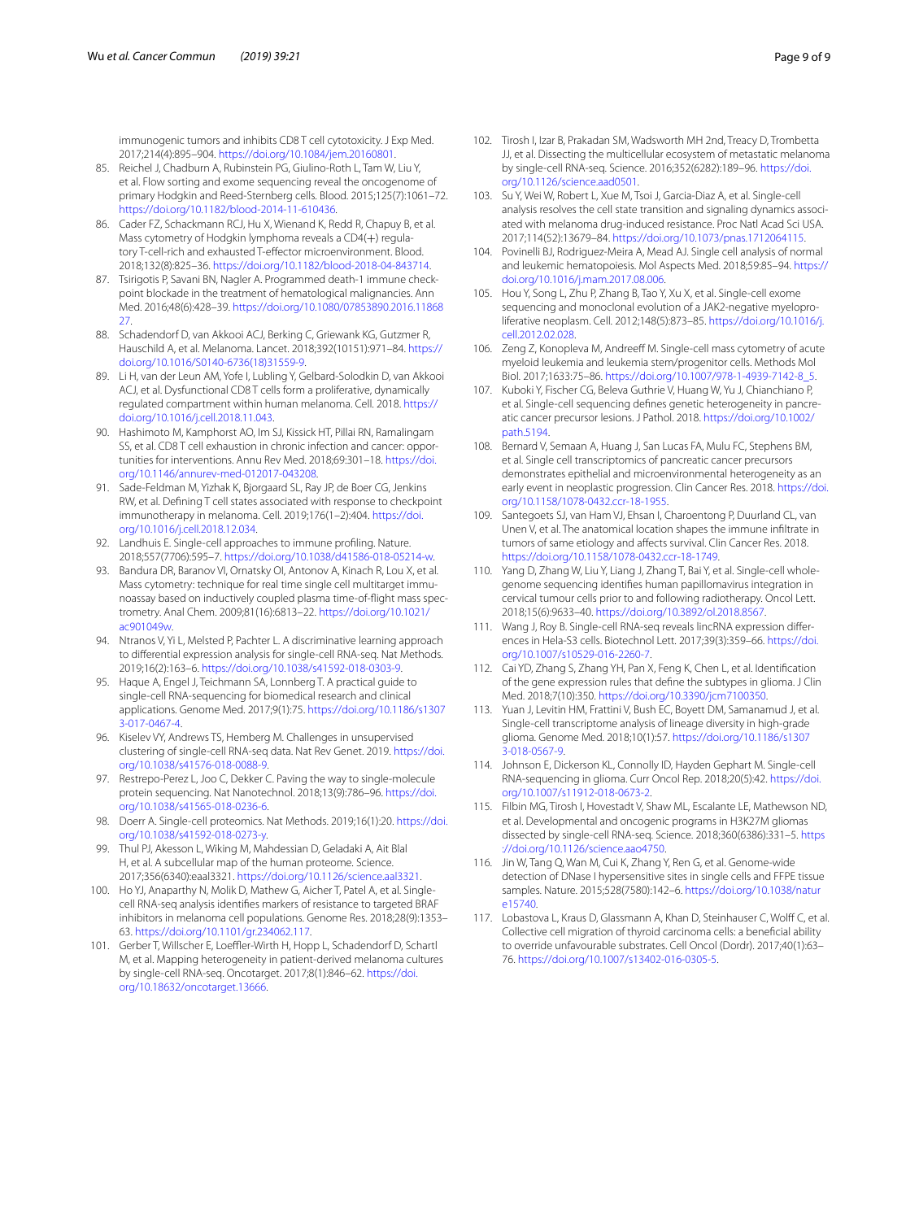immunogenic tumors and inhibits CD8 T cell cytotoxicity. J Exp Med. 2017;214(4):895–904. https://doi.org/10.1084/jem.20160801.

85. Reichel J, Chadburn A, Rubinstein PG, Giulino-Roth L, Tam W, Liu Y, et al. Flow sorting and exome sequencing reveal the oncogenome of primary Hodgkin and Reed-Sternberg cells. Blood. 2015;125(7):1061–72. https://doi.org/10.1182/blood-2014-11-610436.
86. Cader FZ, Schackmann RCJ, Hu X, Wienand K, Redd R, Chapuy B, et al. Mass cytometry of Hodgkin lymphoma reveals a CD4(+) regulatory T-cell-rich and exhausted T-effector microenvironment. Blood. 2018;132(8):825–36. https://doi.org/10.1182/blood-2018-04-843714.
87. Tsirigotis P, Savani BN, Nagler A. Programmed death-1 immune checkpoint blockade in the treatment of hematological malignancies. Ann Med. 2016;48(6):428–39. https://doi.org/10.1080/07853890.2016.1186827.
88. Schadendorf D, van Akkooi ACJ, Berking C, Griewank KG, Gutzmer R, Hauschild A, et al. Melanoma. Lancet. 2018;392(10151):971–84. https://doi.org/10.1016/S0140-6736(18)31559-9.
89. Li H, van der Leun AM, Yofe I, Lubling Y, Gelbard-Solodkin D, van Akkooi ACJ, et al. Dysfunctional CD8 T cells form a proliferative, dynamically regulated compartment within human melanoma. Cell. 2018. https://doi.org/10.1016/j.cell.2018.11.043.
90. Hashimoto M, Kamphorst AO, Im SJ, Kissick HT, Pillai RN, Ramalingam SS, et al. CD8 T cell exhaustion in chronic infection and cancer: opportunities for interventions. Annu Rev Med. 2018;69:301–18. https://doi.org/10.1146/annurev-med-012017-043208.
91. Sade-Feldman M, Yizhak K, Bjorgaard SL, Ray JP, de Boer CG, Jenkins RW, et al. Defining T cell states associated with response to checkpoint immunotherapy in melanoma. Cell. 2019;176(1–2):404. https://doi.org/10.1016/j.cell.2018.12.034.
92. Landhuis E. Single-cell approaches to immune profiling. Nature. 2018;557(7706):595–7. https://doi.org/10.1038/d41586-018-05214-w.
93. Bandura DR, Baranov VI, Ornatsky OI, Antonov A, Kinach R, Lou X, et al. Mass cytometry: technique for real time single cell multitarget immunoassay based on inductively coupled plasma time-of-flight mass spectrometry. Anal Chem. 2009;81(16):6813–22. https://doi.org/10.1021/ac901049w.
94. Ntranos V, Yi L, Melsted P, Pachter L. A discriminative learning approach to differential expression analysis for single-cell RNA-seq. Nat Methods. 2019;16(2):163–6. https://doi.org/10.1038/s41592-018-0303-9.
95. Haque A, Engel J, Teichmann SA, Lonnberg T. A practical guide to single-cell RNA-sequencing for biomedical research and clinical applications. Genome Med. 2017;9(1):75. https://doi.org/10.1186/s13073-017-0467-4.
96. Kiselev VY, Andrews TS, Hemberg M. Challenges in unsupervised clustering of single-cell RNA-seq data. Nat Rev Genet. 2019. https://doi.org/10.1038/s41576-018-0088-9.
97. Restrepo-Perez L, Joo C, Dekker C. Paving the way to single-molecule protein sequencing. Nat Nanotechnol. 2018;13(9):786–96. https://doi.org/10.1038/s41565-018-0236-6.
98. Doerr A. Single-cell proteomics. Nat Methods. 2019;16(1):20. https://doi.org/10.1038/s41592-018-0273-y.
99. Thul PJ, Akesson L, Wiking M, Mahdessian D, Geladaki A, Ait Blal H, et al. A subcellular map of the human proteome. Science. 2017;356(6340):eaal3321. https://doi.org/10.1126/science.aal3321.
100. Ho YJ, Anaparthy N, Molik D, Mathew G, Aicher T, Patel A, et al. Single-cell RNA-seq analysis identifies markers of resistance to targeted BRAF inhibitors in melanoma cell populations. Genome Res. 2018;28(9):1353–63. https://doi.org/10.1101/gr.234062.117.
101. Gerber T, Willscher E, Loeffler-Wirth H, Hopp L, Schadendorf D, Schartl M, et al. Mapping heterogeneity in patient-derived melanoma cultures by single-cell RNA-seq. Oncotarget. 2017;8(1):846–62. https://doi.org/10.18632/oncotarget.13666.
102. Tirosh I, Izar B, Prakadan SM, Wadsworth MH 2nd, Treacy D, Trombetta JJ, et al. Dissecting the multicellular ecosystem of metastatic melanoma by single-cell RNA-seq. Science. 2016;352(6282):189–96. https://doi.org/10.1126/science.aad0501.
103. Su Y, Wei W, Robert L, Xue M, Tsoi J, Garcia-Diaz A, et al. Single-cell analysis resolves the cell state transition and signaling dynamics associated with melanoma drug-induced resistance. Proc Natl Acad Sci USA. 2017;114(52):13679–84. https://doi.org/10.1073/pnas.1712064115.
104. Povinelli BJ, Rodriguez-Meira A, Mead AJ. Single cell analysis of normal and leukemic hematopoiesis. Mol Aspects Med. 2018;59:85–94. https://doi.org/10.1016/j.mam.2017.08.006.
105. Hou Y, Song L, Zhu P, Zhang B, Tao Y, Xu X, et al. Single-cell exome sequencing and monoclonal evolution of a JAK2-negative myeloproliferative neoplasm. Cell. 2012;148(5):873–85. https://doi.org/10.1016/j.cell.2012.02.028.
106. Zeng Z, Konopleva M, Andreeff M. Single-cell mass cytometry of acute myeloid leukemia and leukemia stem/progenitor cells. Methods Mol Biol. 2017;1633:75–86. https://doi.org/10.1007/978-1-4939-7142-8_5.
107. Kuboki Y, Fischer CG, Beleva Guthrie V, Huang W, Yu J, Chianchiano P, et al. Single-cell sequencing defines genetic heterogeneity in pancreatic cancer precursor lesions. J Pathol. 2018. https://doi.org/10.1002/path.5194.
108. Bernard V, Semaan A, Huang J, San Lucas FA, Mulu FC, Stephens BM, et al. Single cell transcriptomics of pancreatic cancer precursors demonstrates epithelial and microenvironmental heterogeneity as an early event in neoplastic progression. Clin Cancer Res. 2018. https://doi.org/10.1158/1078-0432.ccr-18-1955.
109. Santegoets SJ, van Ham VJ, Ehsan I, Charoentong P, Duurland CL, van Unen V, et al. The anatomical location shapes the immune infiltrate in tumors of same etiology and affects survival. Clin Cancer Res. 2018. https://doi.org/10.1158/1078-0432.ccr-18-1749.
110. Yang D, Zhang W, Liu Y, Liang J, Zhang T, Bai Y, et al. Single-cell whole-genome sequencing identifies human papillomavirus integration in cervical tumour cells prior to and following radiotherapy. Oncol Lett. 2018;15(6):9633–40. https://doi.org/10.3892/ol.2018.8567.
111. Wang J, Roy B. Single-cell RNA-seq reveals lincRNA expression differences in Hela-S3 cells. Biotechnol Lett. 2017;39(3):359–66. https://doi.org/10.1007/s10529-016-2260-7.
112. Cai YD, Zhang S, Zhang YH, Pan X, Feng K, Chen L, et al. Identification of the gene expression rules that define the subtypes in glioma. J Clin Med. 2018;7(10):350. https://doi.org/10.3390/jcm7100350.
113. Yuan J, Levitin HM, Frattini V, Bush EC, Boyett DM, Samanamud J, et al. Single-cell transcriptome analysis of lineage diversity in high-grade glioma. Genome Med. 2018;10(1):57. https://doi.org/10.1186/s13073-018-0567-9.
114. Johnson E, Dickerson KL, Connolly ID, Hayden Gephart M. Single-cell RNA-sequencing in glioma. Curr Oncol Rep. 2018;20(5):42. https://doi.org/10.1007/s11912-018-0673-2.
115. Filbin MG, Tirosh I, Hovestadt V, Shaw ML, Escalante LE, Mathewson ND, et al. Developmental and oncogenic programs in H3K27M gliomas dissected by single-cell RNA-seq. Science. 2018;360(6386):331–5. https://doi.org/10.1126/science.aao4750.
116. Jin W, Tang Q, Wan M, Cui K, Zhang Y, Ren G, et al. Genome-wide detection of DNase I hypersensitive sites in single cells and FFPE tissue samples. Nature. 2015;528(7580):142–6. https://doi.org/10.1038/nature15740.
117. Lobastova L, Kraus D, Glassmann A, Khan D, Steinhauser C, Wolff C, et al. Collective cell migration of thyroid carcinoma cells: a beneficial ability to override unfavourable substrates. Cell Oncol (Dordr). 2017;40(1):63–76. https://doi.org/10.1007/s13402-016-0305-5.